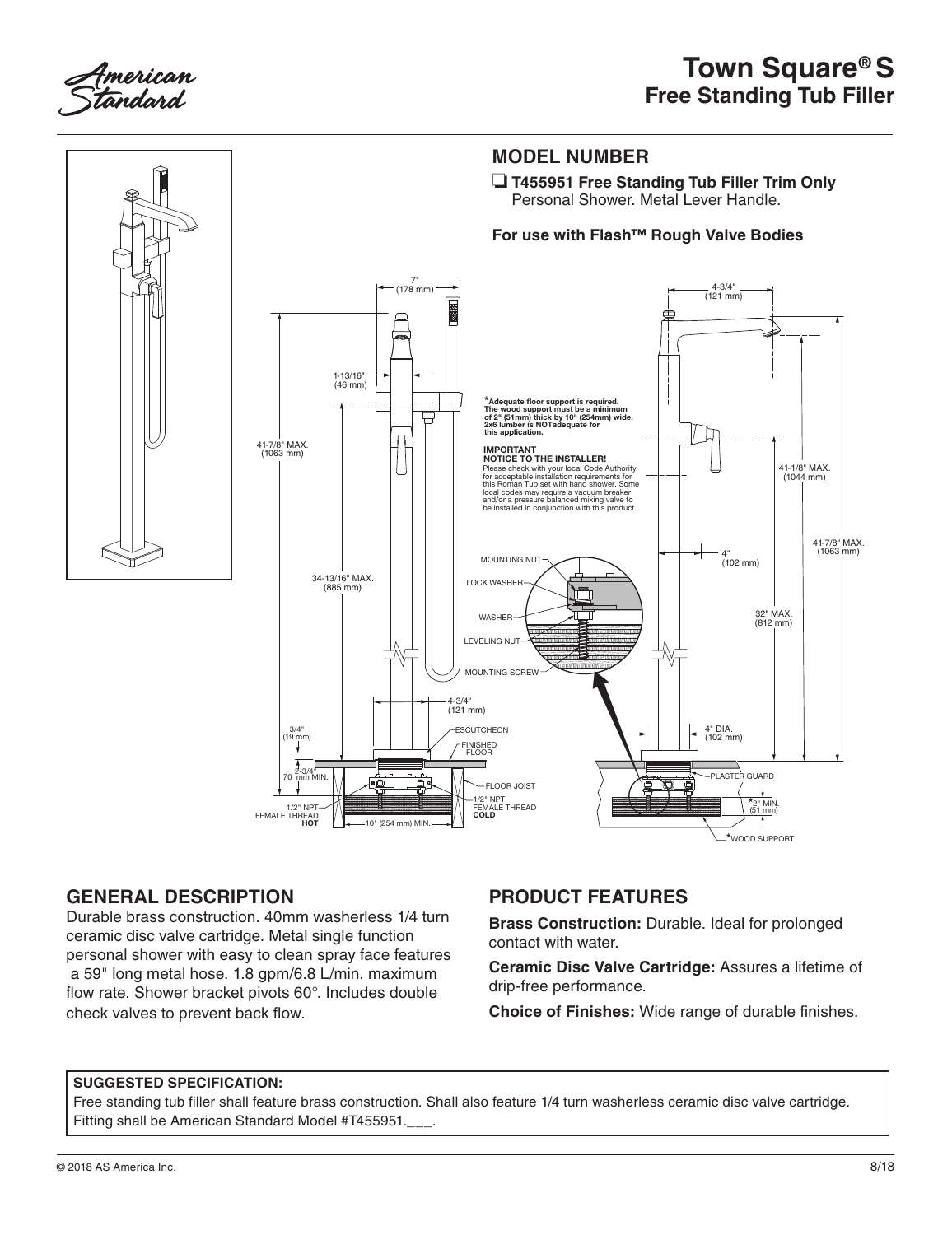# Town Square® S
## Free Standing Tub Filler

## MODEL NUMBER

❑ **T455951 Free Standing Tub Filler Trim Only**
Personal Shower. Metal Lever Handle.

**For use with Flash™ Rough Valve Bodies**

7" (178 mm)

4-3/4" (121 mm)

1-13/16" (46 mm)

41-7/8" MAX. (1063 mm)

34-13/16" MAX. (885 mm)

41-1/8" MAX. (1044 mm)

41-7/8" MAX. (1063 mm)

4" (102 mm)

32" MAX. (812 mm)

4-3/4" (121 mm)

4" DIA. (102 mm)

3/4" (19 mm)

2-3/4" 70 mm MIN.

**\*Adequate floor support is required. The wood support must be a minimum of 2" (51mm) thick by 10" (254mm) wide. 2x6 lumber is NOTadequate for this application.**

**IMPORTANT**
**NOTICE TO THE INSTALLER!**
Please check with your local Code Authority for acceptable installation requirements for this Roman Tub set with hand shower. Some local codes may require a vacuum breaker and/or a pressure balanced mixing valve to be installed in conjunction with this product.

MOUNTING NUT
LOCK WASHER
WASHER
LEVELING NUT
MOUNTING SCREW

ESCUTCHEON
FINISHED FLOOR
FLOOR JOIST
1/2" NPT FEMALE THREAD **HOT**
1/2" NPT FEMALE THREAD **COLD**
10" (254 mm) MIN.
PLASTER GUARD
*2" MIN. (51 mm)
*WOOD SUPPORT

## GENERAL DESCRIPTION

Durable brass construction. 40mm washerless 1/4 turn ceramic disc valve cartridge. Metal single function personal shower with easy to clean spray face features a 59" long metal hose. 1.8 gpm/6.8 L/min. maximum flow rate. Shower bracket pivots 60°. Includes double check valves to prevent back flow.

## PRODUCT FEATURES

**Brass Construction:** Durable. Ideal for prolonged contact with water.

**Ceramic Disc Valve Cartridge:** Assures a lifetime of drip-free performance.

**Choice of Finishes:** Wide range of durable finishes.

**SUGGESTED SPECIFICATION:**
Free standing tub filler shall feature brass construction. Shall also feature 1/4 turn washerless ceramic disc valve cartridge. Fitting shall be American Standard Model #T455951.___.

© 2018 AS America Inc. 8/18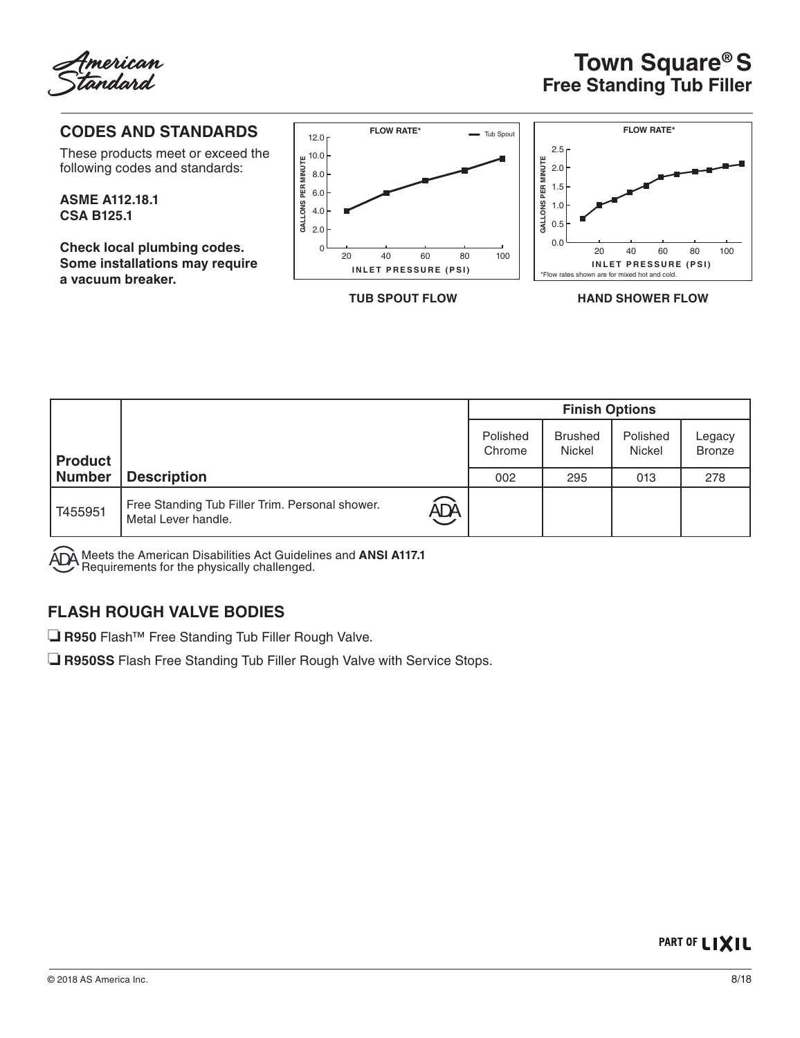# Town Square® S
## Free Standing Tub Filler

## CODES AND STANDARDS

These products meet or exceed the following codes and standards:

**ASME A112.18.1**
**CSA B125.1**

**Check local plumbing codes. Some installations may require a vacuum breaker.**

FLOW RATE*
Tub Spout
GALLONS PER MINUTE
12.0
10.0
8.0
6.0
4.0
2.0
0
20 40 60 80 100
INLET PRESSURE (PSI)

**TUB SPOUT FLOW**

FLOW RATE*
GALLONS PER MINUTE
2.5
2.0
1.5
1.0
0.5
0.0
20 40 60 80 100
INLET PRESSURE (PSI)
*Flow rates shown are for mixed hot and cold.

**HAND SHOWER FLOW**

| Product Number | Description | Finish Options | | | |
|---|---|---|---|---|---|
| | | Polished Chrome | Brushed Nickel | Polished Nickel | Legacy Bronze |
| | | 002 | 295 | 013 | 278 |
| T455951 | Free Standing Tub Filler Trim. Personal shower. Metal Lever handle. ADA | | | | |

ADA Meets the American Disabilities Act Guidelines and **ANSI A117.1** Requirements for the physically challenged.

## FLASH ROUGH VALVE BODIES

❏ **R950** Flash™ Free Standing Tub Filler Rough Valve.

❏ **R950SS** Flash Free Standing Tub Filler Rough Valve with Service Stops.

© 2018 AS America Inc. 8/18